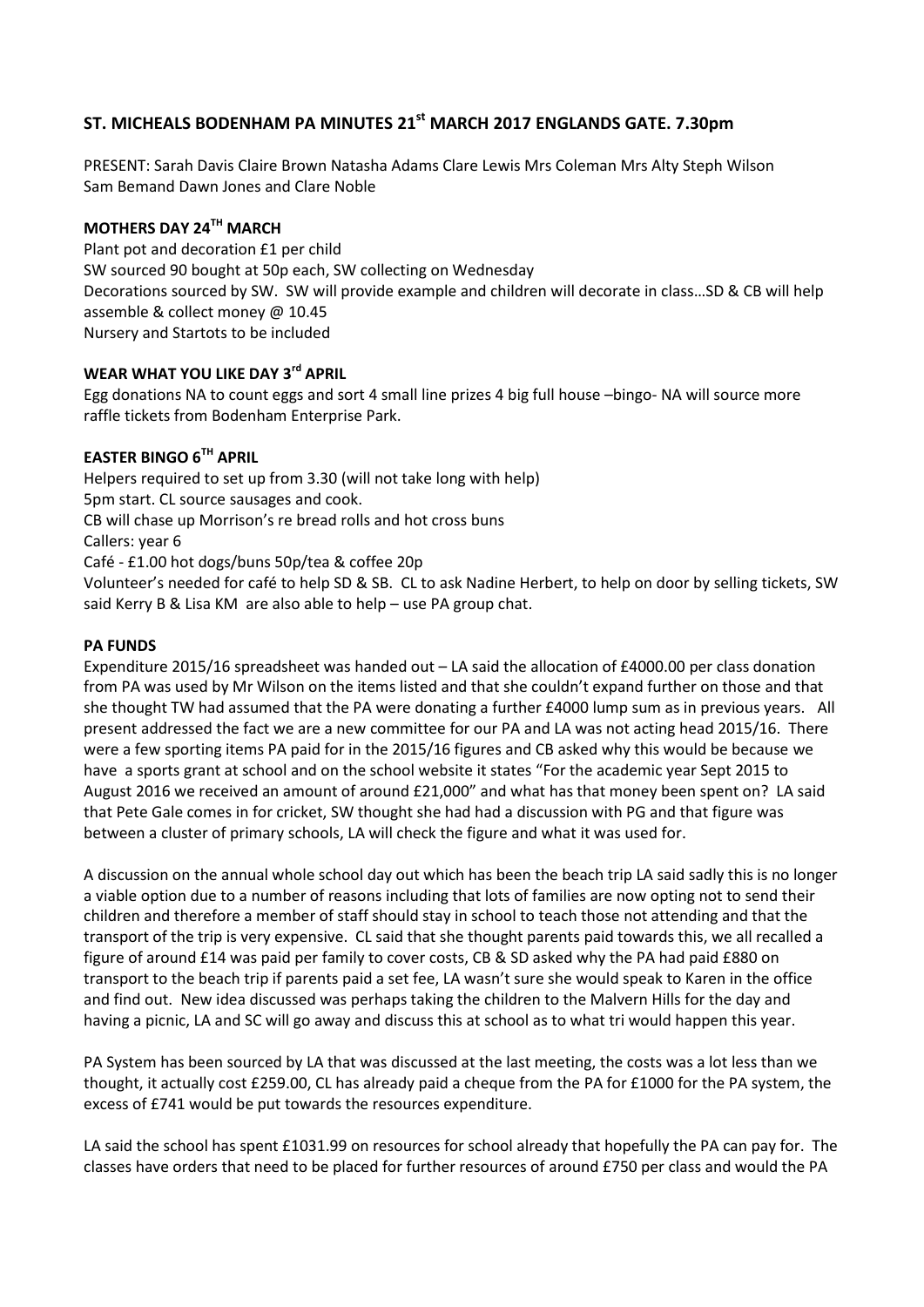## ST. MICHEALS BODENHAM PA MINUTES 21st MARCH 2017 ENGLANDS GATE. 7.30pm

PRESENT: Sarah Davis Claire Brown Natasha Adams Clare Lewis Mrs Coleman Mrs Alty Steph Wilson Sam Bemand Dawn Jones and Clare Noble

### MOTHERS DAY 24TH MARCH

Plant pot and decoration £1 per child
SW sourced 90 bought at 50p each, SW collecting on Wednesday
Decorations sourced by SW. SW will provide example and children will decorate in class…SD & CB will help assemble & collect money @ 10.45
Nursery and Startots to be included

### WEAR WHAT YOU LIKE DAY 3rd APRIL

Egg donations NA to count eggs and sort 4 small line prizes 4 big full house –bingo- NA will source more raffle tickets from Bodenham Enterprise Park.

### EASTER BINGO 6TH APRIL

Helpers required to set up from 3.30 (will not take long with help)
5pm start. CL source sausages and cook.
CB will chase up Morrison's re bread rolls and hot cross buns
Callers: year 6
Café - £1.00 hot dogs/buns 50p/tea & coffee 20p
Volunteer's needed for café to help SD & SB. CL to ask Nadine Herbert, to help on door by selling tickets, SW said Kerry B & Lisa KM are also able to help – use PA group chat.

### PA FUNDS

Expenditure 2015/16 spreadsheet was handed out – LA said the allocation of £4000.00 per class donation from PA was used by Mr Wilson on the items listed and that she couldn't expand further on those and that she thought TW had assumed that the PA were donating a further £4000 lump sum as in previous years. All present addressed the fact we are a new committee for our PA and LA was not acting head 2015/16. There were a few sporting items PA paid for in the 2015/16 figures and CB asked why this would be because we have a sports grant at school and on the school website it states "For the academic year Sept 2015 to August 2016 we received an amount of around £21,000" and what has that money been spent on? LA said that Pete Gale comes in for cricket, SW thought she had had a discussion with PG and that figure was between a cluster of primary schools, LA will check the figure and what it was used for.

A discussion on the annual whole school day out which has been the beach trip LA said sadly this is no longer a viable option due to a number of reasons including that lots of families are now opting not to send their children and therefore a member of staff should stay in school to teach those not attending and that the transport of the trip is very expensive. CL said that she thought parents paid towards this, we all recalled a figure of around £14 was paid per family to cover costs, CB & SD asked why the PA had paid £880 on transport to the beach trip if parents paid a set fee, LA wasn't sure she would speak to Karen in the office and find out. New idea discussed was perhaps taking the children to the Malvern Hills for the day and having a picnic, LA and SC will go away and discuss this at school as to what tri would happen this year.

PA System has been sourced by LA that was discussed at the last meeting, the costs was a lot less than we thought, it actually cost £259.00, CL has already paid a cheque from the PA for £1000 for the PA system, the excess of £741 would be put towards the resources expenditure.

LA said the school has spent £1031.99 on resources for school already that hopefully the PA can pay for. The classes have orders that need to be placed for further resources of around £750 per class and would the PA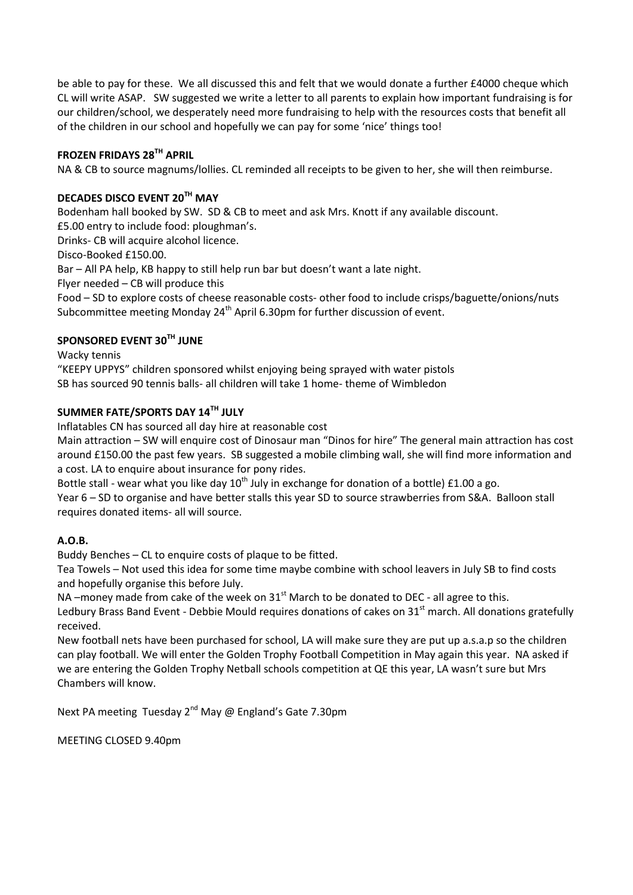be able to pay for these. We all discussed this and felt that we would donate a further £4000 cheque which CL will write ASAP. SW suggested we write a letter to all parents to explain how important fundraising is for our children/school, we desperately need more fundraising to help with the resources costs that benefit all of the children in our school and hopefully we can pay for some 'nice' things too!

**FROZEN FRIDAYS 28TH APRIL**

NA & CB to source magnums/lollies. CL reminded all receipts to be given to her, she will then reimburse.

**DECADES DISCO EVENT 20TH MAY**

Bodenham hall booked by SW. SD & CB to meet and ask Mrs. Knott if any available discount.

£5.00 entry to include food: ploughman's.

Drinks- CB will acquire alcohol licence.

Disco-Booked £150.00.

Bar – All PA help, KB happy to still help run bar but doesn't want a late night.

Flyer needed – CB will produce this

Food – SD to explore costs of cheese reasonable costs- other food to include crisps/baguette/onions/nuts

Subcommittee meeting Monday 24th April 6.30pm for further discussion of event.

**SPONSORED EVENT 30TH JUNE**

Wacky tennis

"KEEPY UPPYS" children sponsored whilst enjoying being sprayed with water pistols

SB has sourced 90 tennis balls- all children will take 1 home- theme of Wimbledon

**SUMMER FATE/SPORTS DAY 14TH JULY**

Inflatables CN has sourced all day hire at reasonable cost

Main attraction – SW will enquire cost of Dinosaur man "Dinos for hire" The general main attraction has cost around £150.00 the past few years. SB suggested a mobile climbing wall, she will find more information and a cost. LA to enquire about insurance for pony rides.

Bottle stall - wear what you like day 10th July in exchange for donation of a bottle) £1.00 a go.

Year 6 – SD to organise and have better stalls this year SD to source strawberries from S&A. Balloon stall requires donated items- all will source.

**A.O.B.**

Buddy Benches – CL to enquire costs of plaque to be fitted.

Tea Towels – Not used this idea for some time maybe combine with school leavers in July SB to find costs and hopefully organise this before July.

NA –money made from cake of the week on 31st March to be donated to DEC - all agree to this.

Ledbury Brass Band Event - Debbie Mould requires donations of cakes on 31st march. All donations gratefully received.

New football nets have been purchased for school, LA will make sure they are put up a.s.a.p so the children can play football. We will enter the Golden Trophy Football Competition in May again this year. NA asked if we are entering the Golden Trophy Netball schools competition at QE this year, LA wasn't sure but Mrs Chambers will know.

Next PA meeting Tuesday 2nd May @ England's Gate 7.30pm

MEETING CLOSED 9.40pm